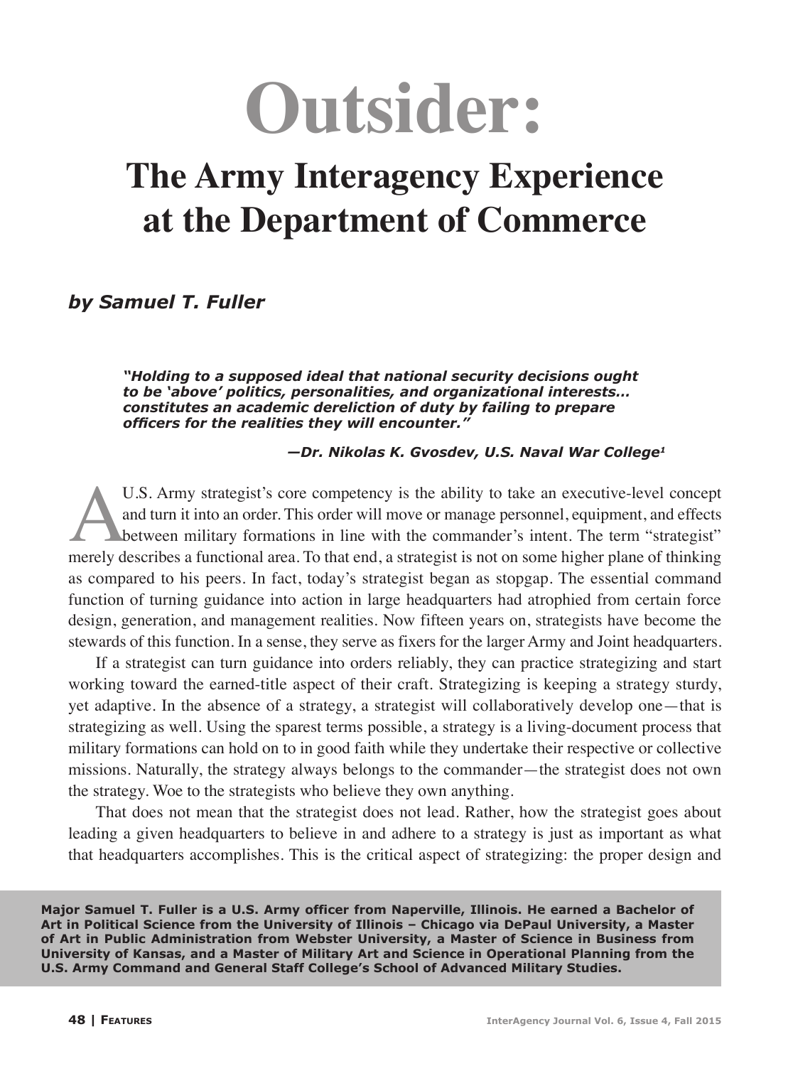# Outsider:

## The Army Interagency Experience at the Department of Commerce

***by Samuel T. Fuller***

> ***"Holding to a supposed ideal that national security decisions ought to be 'above' politics, personalities, and organizational interests... constitutes an academic dereliction of duty by failing to prepare officers for the realities they will encounter."***
>
> ***—Dr. Nikolas K. Gvosdev, U.S. Naval War College[1]***

A U.S. Army strategist's core competency is the ability to take an executive-level concept and turn it into an order. This order will move or manage personnel, equipment, and effects between military formations in line with the commander's intent. The term "strategist" merely describes a functional area. To that end, a strategist is not on some higher plane of thinking as compared to his peers. In fact, today's strategist began as stopgap. The essential command function of turning guidance into action in large headquarters had atrophied from certain force design, generation, and management realities. Now fifteen years on, strategists have become the stewards of this function. In a sense, they serve as fixers for the larger Army and Joint headquarters.

If a strategist can turn guidance into orders reliably, they can practice strategizing and start working toward the earned-title aspect of their craft. Strategizing is keeping a strategy sturdy, yet adaptive. In the absence of a strategy, a strategist will collaboratively develop one—that is strategizing as well. Using the sparest terms possible, a strategy is a living-document process that military formations can hold on to in good faith while they undertake their respective or collective missions. Naturally, the strategy always belongs to the commander—the strategist does not own the strategy. Woe to the strategists who believe they own anything.

That does not mean that the strategist does not lead. Rather, how the strategist goes about leading a given headquarters to believe in and adhere to a strategy is just as important as what that headquarters accomplishes. This is the critical aspect of strategizing: the proper design and

**Major Samuel T. Fuller is a U.S. Army officer from Naperville, Illinois. He earned a Bachelor of Art in Political Science from the University of Illinois – Chicago via DePaul University, a Master of Art in Public Administration from Webster University, a Master of Science in Business from University of Kansas, and a Master of Military Art and Science in Operational Planning from the U.S. Army Command and General Staff College's School of Advanced Military Studies.**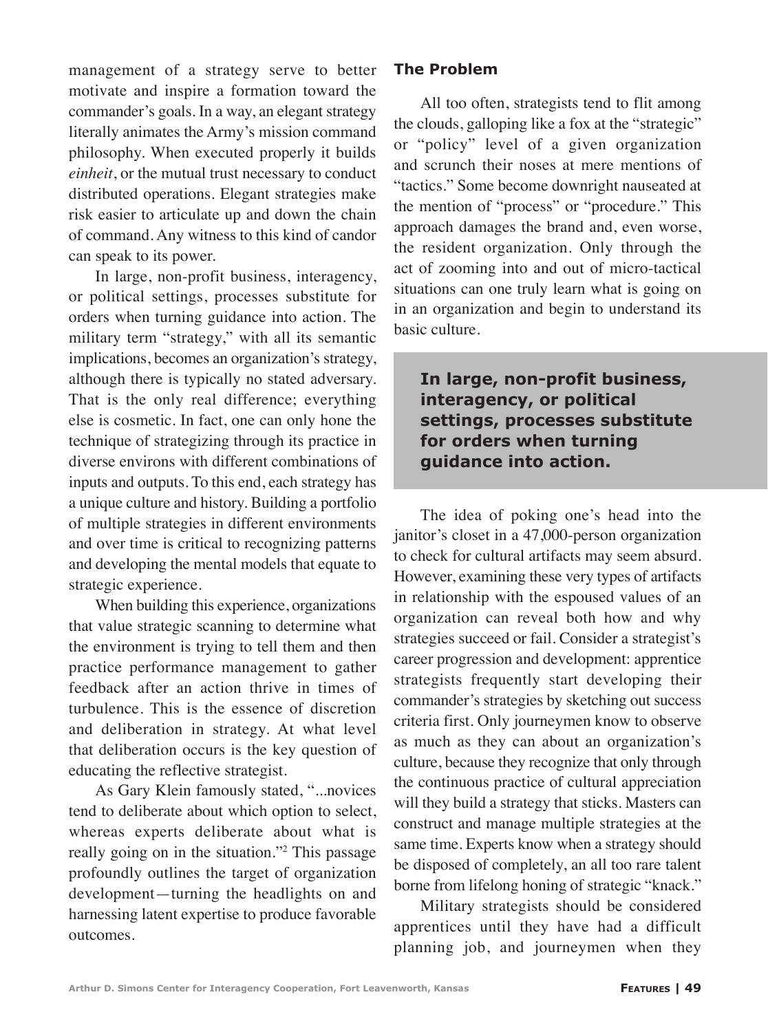management of a strategy serve to better motivate and inspire a formation toward the commander's goals. In a way, an elegant strategy literally animates the Army's mission command philosophy. When executed properly it builds *einheit*, or the mutual trust necessary to conduct distributed operations. Elegant strategies make risk easier to articulate up and down the chain of command. Any witness to this kind of candor can speak to its power.

In large, non-profit business, interagency, or political settings, processes substitute for orders when turning guidance into action. The military term "strategy," with all its semantic implications, becomes an organization's strategy, although there is typically no stated adversary. That is the only real difference; everything else is cosmetic. In fact, one can only hone the technique of strategizing through its practice in diverse environs with different combinations of inputs and outputs. To this end, each strategy has a unique culture and history. Building a portfolio of multiple strategies in different environments and over time is critical to recognizing patterns and developing the mental models that equate to strategic experience.

When building this experience, organizations that value strategic scanning to determine what the environment is trying to tell them and then practice performance management to gather feedback after an action thrive in times of turbulence. This is the essence of discretion and deliberation in strategy. At what level that deliberation occurs is the key question of educating the reflective strategist.

As Gary Klein famously stated, "...novices tend to deliberate about which option to select, whereas experts deliberate about what is really going on in the situation."[2] This passage profoundly outlines the target of organization development—turning the headlights on and harnessing latent expertise to produce favorable outcomes.

## The Problem

All too often, strategists tend to flit among the clouds, galloping like a fox at the "strategic" or "policy" level of a given organization and scrunch their noses at mere mentions of "tactics." Some become downright nauseated at the mention of "process" or "procedure." This approach damages the brand and, even worse, the resident organization. Only through the act of zooming into and out of micro-tactical situations can one truly learn what is going on in an organization and begin to understand its basic culture.

**In large, non-profit business, interagency, or political settings, processes substitute for orders when turning guidance into action.**

The idea of poking one's head into the janitor's closet in a 47,000-person organization to check for cultural artifacts may seem absurd. However, examining these very types of artifacts in relationship with the espoused values of an organization can reveal both how and why strategies succeed or fail. Consider a strategist's career progression and development: apprentice strategists frequently start developing their commander's strategies by sketching out success criteria first. Only journeymen know to observe as much as they can about an organization's culture, because they recognize that only through the continuous practice of cultural appreciation will they build a strategy that sticks. Masters can construct and manage multiple strategies at the same time. Experts know when a strategy should be disposed of completely, an all too rare talent borne from lifelong honing of strategic "knack."

Military strategists should be considered apprentices until they have had a difficult planning job, and journeymen when they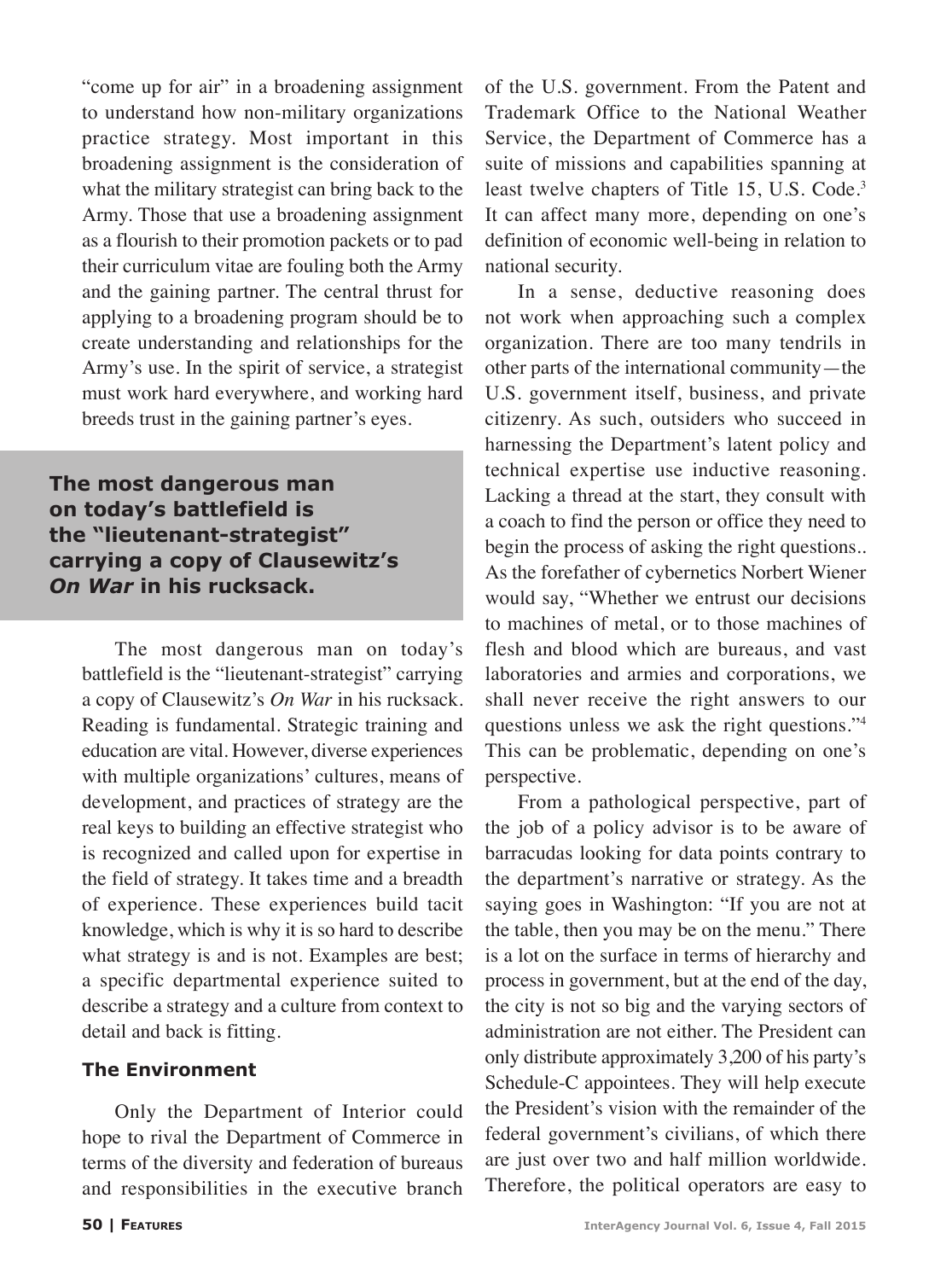"come up for air" in a broadening assignment to understand how non-military organizations practice strategy. Most important in this broadening assignment is the consideration of what the military strategist can bring back to the Army. Those that use a broadening assignment as a flourish to their promotion packets or to pad their curriculum vitae are fouling both the Army and the gaining partner. The central thrust for applying to a broadening program should be to create understanding and relationships for the Army's use. In the spirit of service, a strategist must work hard everywhere, and working hard breeds trust in the gaining partner's eyes.

**The most dangerous man on today's battlefield is the "lieutenant-strategist" carrying a copy of Clausewitz's *On War* in his rucksack.**

The most dangerous man on today's battlefield is the "lieutenant-strategist" carrying a copy of Clausewitz's *On War* in his rucksack. Reading is fundamental. Strategic training and education are vital. However, diverse experiences with multiple organizations' cultures, means of development, and practices of strategy are the real keys to building an effective strategist who is recognized and called upon for expertise in the field of strategy. It takes time and a breadth of experience. These experiences build tacit knowledge, which is why it is so hard to describe what strategy is and is not. Examples are best; a specific departmental experience suited to describe a strategy and a culture from context to detail and back is fitting.

### The Environment

Only the Department of Interior could hope to rival the Department of Commerce in terms of the diversity and federation of bureaus and responsibilities in the executive branch of the U.S. government. From the Patent and Trademark Office to the National Weather Service, the Department of Commerce has a suite of missions and capabilities spanning at least twelve chapters of Title 15, U.S. Code.[3] It can affect many more, depending on one's definition of economic well-being in relation to national security.

In a sense, deductive reasoning does not work when approaching such a complex organization. There are too many tendrils in other parts of the international community—the U.S. government itself, business, and private citizenry. As such, outsiders who succeed in harnessing the Department's latent policy and technical expertise use inductive reasoning. Lacking a thread at the start, they consult with a coach to find the person or office they need to begin the process of asking the right questions.. As the forefather of cybernetics Norbert Wiener would say, "Whether we entrust our decisions to machines of metal, or to those machines of flesh and blood which are bureaus, and vast laboratories and armies and corporations, we shall never receive the right answers to our questions unless we ask the right questions."[4] This can be problematic, depending on one's perspective.

From a pathological perspective, part of the job of a policy advisor is to be aware of barracudas looking for data points contrary to the department's narrative or strategy. As the saying goes in Washington: "If you are not at the table, then you may be on the menu." There is a lot on the surface in terms of hierarchy and process in government, but at the end of the day, the city is not so big and the varying sectors of administration are not either. The President can only distribute approximately 3,200 of his party's Schedule-C appointees. They will help execute the President's vision with the remainder of the federal government's civilians, of which there are just over two and half million worldwide. Therefore, the political operators are easy to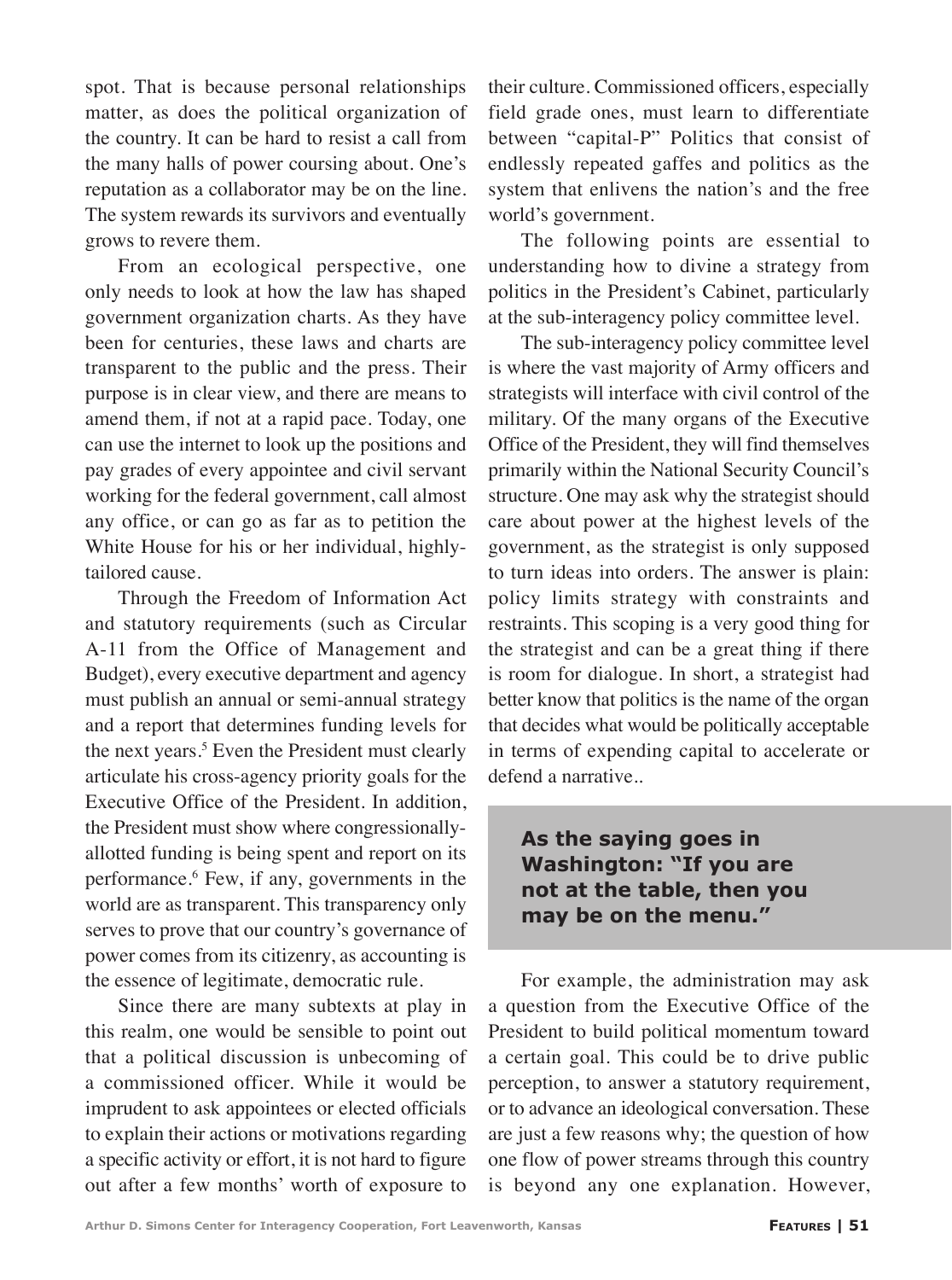spot. That is because personal relationships matter, as does the political organization of the country. It can be hard to resist a call from the many halls of power coursing about. One's reputation as a collaborator may be on the line. The system rewards its survivors and eventually grows to revere them.

From an ecological perspective, one only needs to look at how the law has shaped government organization charts. As they have been for centuries, these laws and charts are transparent to the public and the press. Their purpose is in clear view, and there are means to amend them, if not at a rapid pace. Today, one can use the internet to look up the positions and pay grades of every appointee and civil servant working for the federal government, call almost any office, or can go as far as to petition the White House for his or her individual, highly-tailored cause.

Through the Freedom of Information Act and statutory requirements (such as Circular A-11 from the Office of Management and Budget), every executive department and agency must publish an annual or semi-annual strategy and a report that determines funding levels for the next years.[5] Even the President must clearly articulate his cross-agency priority goals for the Executive Office of the President. In addition, the President must show where congressionally-allotted funding is being spent and report on its performance.[6] Few, if any, governments in the world are as transparent. This transparency only serves to prove that our country's governance of power comes from its citizenry, as accounting is the essence of legitimate, democratic rule.

Since there are many subtexts at play in this realm, one would be sensible to point out that a political discussion is unbecoming of a commissioned officer. While it would be imprudent to ask appointees or elected officials to explain their actions or motivations regarding a specific activity or effort, it is not hard to figure out after a few months' worth of exposure to their culture. Commissioned officers, especially field grade ones, must learn to differentiate between "capital-P" Politics that consist of endlessly repeated gaffes and politics as the system that enlivens the nation's and the free world's government.

The following points are essential to understanding how to divine a strategy from politics in the President's Cabinet, particularly at the sub-interagency policy committee level.

The sub-interagency policy committee level is where the vast majority of Army officers and strategists will interface with civil control of the military. Of the many organs of the Executive Office of the President, they will find themselves primarily within the National Security Council's structure. One may ask why the strategist should care about power at the highest levels of the government, as the strategist is only supposed to turn ideas into orders. The answer is plain: policy limits strategy with constraints and restraints. This scoping is a very good thing for the strategist and can be a great thing if there is room for dialogue. In short, a strategist had better know that politics is the name of the organ that decides what would be politically acceptable in terms of expending capital to accelerate or defend a narrative..

> **As the saying goes in Washington: "If you are not at the table, then you may be on the menu."**

For example, the administration may ask a question from the Executive Office of the President to build political momentum toward a certain goal. This could be to drive public perception, to answer a statutory requirement, or to advance an ideological conversation. These are just a few reasons why; the question of how one flow of power streams through this country is beyond any one explanation. However,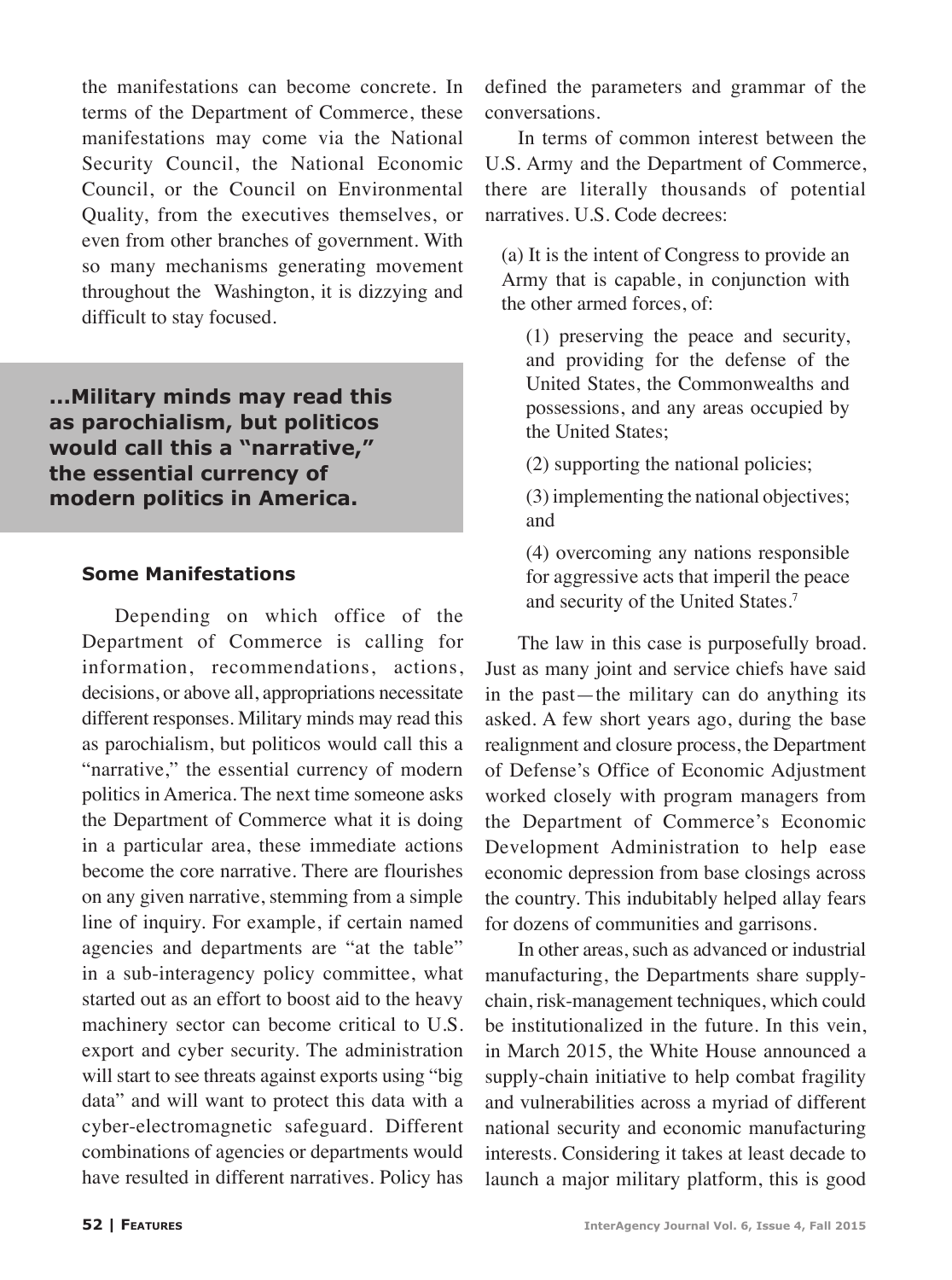the manifestations can become concrete. In terms of the Department of Commerce, these manifestations may come via the National Security Council, the National Economic Council, or the Council on Environmental Quality, from the executives themselves, or even from other branches of government. With so many mechanisms generating movement throughout the  Washington, it is dizzying and difficult to stay focused.

> **...Military minds may read this as parochialism, but politicos would call this a "narrative," the essential currency of modern politics in America.**

### Some Manifestations

Depending on which office of the Department of Commerce is calling for information, recommendations, actions, decisions, or above all, appropriations necessitate different responses. Military minds may read this as parochialism, but politicos would call this a "narrative," the essential currency of modern politics in America. The next time someone asks the Department of Commerce what it is doing in a particular area, these immediate actions become the core narrative. There are flourishes on any given narrative, stemming from a simple line of inquiry. For example, if certain named agencies and departments are "at the table" in a sub-interagency policy committee, what started out as an effort to boost aid to the heavy machinery sector can become critical to U.S. export and cyber security. The administration will start to see threats against exports using "big data" and will want to protect this data with a cyber-electromagnetic safeguard. Different combinations of agencies or departments would have resulted in different narratives. Policy has defined the parameters and grammar of the conversations.

In terms of common interest between the U.S. Army and the Department of Commerce, there are literally thousands of potential narratives. U.S. Code decrees:

> (a) It is the intent of Congress to provide an Army that is capable, in conjunction with the other armed forces, of:
>
> (1) preserving the peace and security, and providing for the defense of the United States, the Commonwealths and possessions, and any areas occupied by the United States;
>
> (2) supporting the national policies;
>
> (3) implementing the national objectives; and
>
> (4) overcoming any nations responsible for aggressive acts that imperil the peace and security of the United States.[7]

The law in this case is purposefully broad. Just as many joint and service chiefs have said in the past—the military can do anything its asked. A few short years ago, during the base realignment and closure process, the Department of Defense's Office of Economic Adjustment worked closely with program managers from the Department of Commerce's Economic Development Administration to help ease economic depression from base closings across the country. This indubitably helped allay fears for dozens of communities and garrisons.

In other areas, such as advanced or industrial manufacturing, the Departments share supply-chain, risk-management techniques, which could be institutionalized in the future. In this vein, in March 2015, the White House announced a supply-chain initiative to help combat fragility and vulnerabilities across a myriad of different national security and economic manufacturing interests. Considering it takes at least decade to launch a major military platform, this is good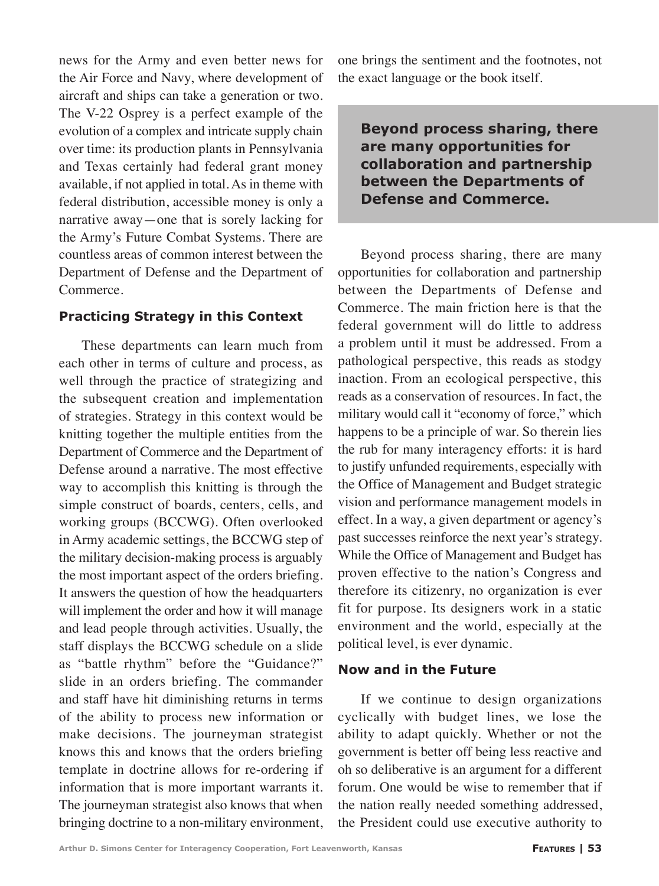news for the Army and even better news for the Air Force and Navy, where development of aircraft and ships can take a generation or two. The V-22 Osprey is a perfect example of the evolution of a complex and intricate supply chain over time: its production plants in Pennsylvania and Texas certainly had federal grant money available, if not applied in total. As in theme with federal distribution, accessible money is only a narrative away—one that is sorely lacking for the Army's Future Combat Systems. There are countless areas of common interest between the Department of Defense and the Department of Commerce.

### Practicing Strategy in this Context

These departments can learn much from each other in terms of culture and process, as well through the practice of strategizing and the subsequent creation and implementation of strategies. Strategy in this context would be knitting together the multiple entities from the Department of Commerce and the Department of Defense around a narrative. The most effective way to accomplish this knitting is through the simple construct of boards, centers, cells, and working groups (BCCWG). Often overlooked in Army academic settings, the BCCWG step of the military decision-making process is arguably the most important aspect of the orders briefing. It answers the question of how the headquarters will implement the order and how it will manage and lead people through activities. Usually, the staff displays the BCCWG schedule on a slide as "battle rhythm" before the "Guidance?" slide in an orders briefing. The commander and staff have hit diminishing returns in terms of the ability to process new information or make decisions. The journeyman strategist knows this and knows that the orders briefing template in doctrine allows for re-ordering if information that is more important warrants it. The journeyman strategist also knows that when bringing doctrine to a non-military environment, one brings the sentiment and the footnotes, not the exact language or the book itself.

> **Beyond process sharing, there are many opportunities for collaboration and partnership between the Departments of Defense and Commerce.**

Beyond process sharing, there are many opportunities for collaboration and partnership between the Departments of Defense and Commerce. The main friction here is that the federal government will do little to address a problem until it must be addressed. From a pathological perspective, this reads as stodgy inaction. From an ecological perspective, this reads as a conservation of resources. In fact, the military would call it "economy of force," which happens to be a principle of war. So therein lies the rub for many interagency efforts: it is hard to justify unfunded requirements, especially with the Office of Management and Budget strategic vision and performance management models in effect. In a way, a given department or agency's past successes reinforce the next year's strategy. While the Office of Management and Budget has proven effective to the nation's Congress and therefore its citizenry, no organization is ever fit for purpose. Its designers work in a static environment and the world, especially at the political level, is ever dynamic.

### Now and in the Future

If we continue to design organizations cyclically with budget lines, we lose the ability to adapt quickly. Whether or not the government is better off being less reactive and oh so deliberative is an argument for a different forum. One would be wise to remember that if the nation really needed something addressed, the President could use executive authority to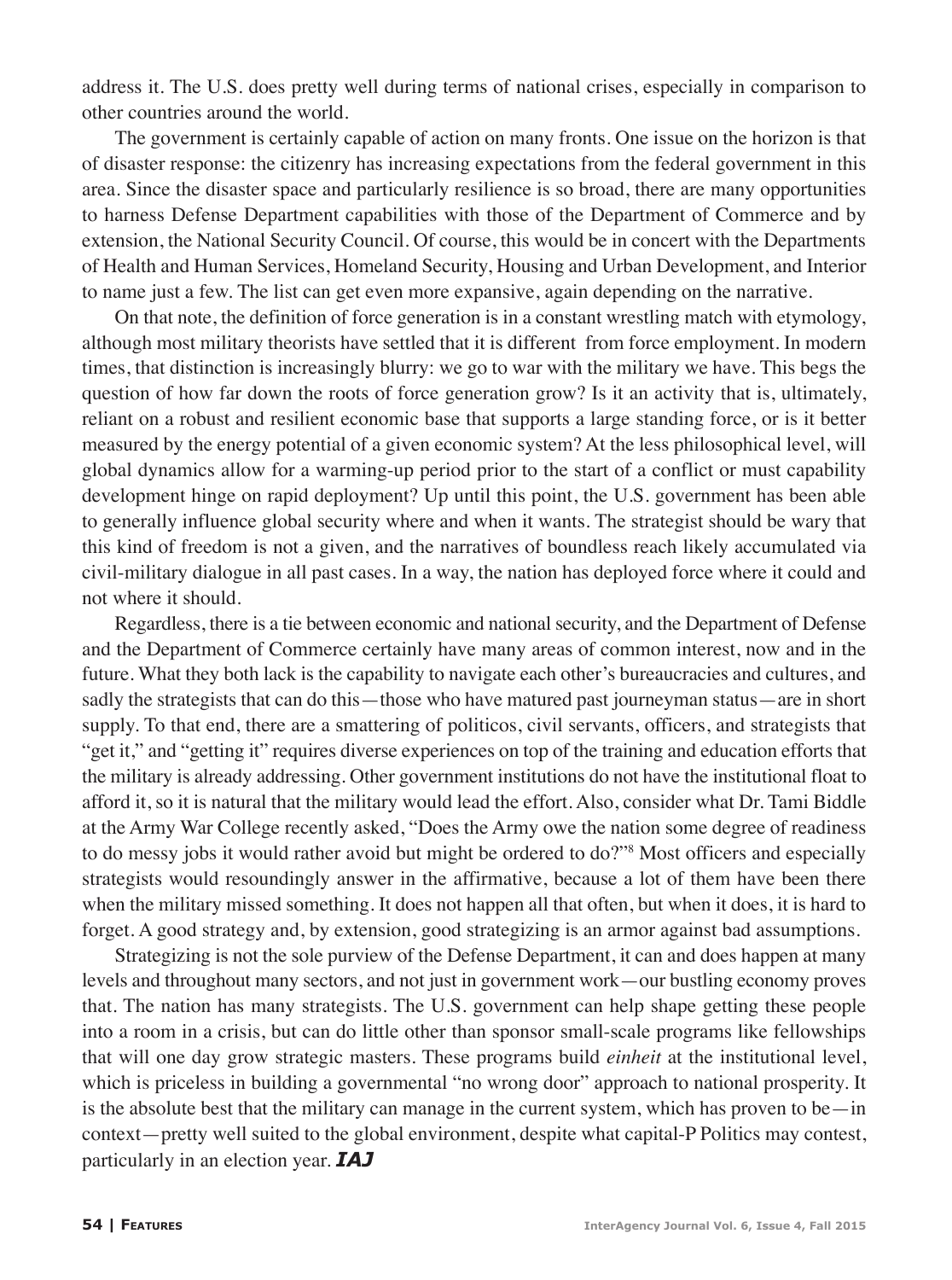address it. The U.S. does pretty well during terms of national crises, especially in comparison to other countries around the world.

The government is certainly capable of action on many fronts. One issue on the horizon is that of disaster response: the citizenry has increasing expectations from the federal government in this area. Since the disaster space and particularly resilience is so broad, there are many opportunities to harness Defense Department capabilities with those of the Department of Commerce and by extension, the National Security Council. Of course, this would be in concert with the Departments of Health and Human Services, Homeland Security, Housing and Urban Development, and Interior to name just a few. The list can get even more expansive, again depending on the narrative.

On that note, the definition of force generation is in a constant wrestling match with etymology, although most military theorists have settled that it is different from force employment. In modern times, that distinction is increasingly blurry: we go to war with the military we have. This begs the question of how far down the roots of force generation grow? Is it an activity that is, ultimately, reliant on a robust and resilient economic base that supports a large standing force, or is it better measured by the energy potential of a given economic system? At the less philosophical level, will global dynamics allow for a warming-up period prior to the start of a conflict or must capability development hinge on rapid deployment? Up until this point, the U.S. government has been able to generally influence global security where and when it wants. The strategist should be wary that this kind of freedom is not a given, and the narratives of boundless reach likely accumulated via civil-military dialogue in all past cases. In a way, the nation has deployed force where it could and not where it should.

Regardless, there is a tie between economic and national security, and the Department of Defense and the Department of Commerce certainly have many areas of common interest, now and in the future. What they both lack is the capability to navigate each other's bureaucracies and cultures, and sadly the strategists that can do this—those who have matured past journeyman status—are in short supply. To that end, there are a smattering of politicos, civil servants, officers, and strategists that "get it," and "getting it" requires diverse experiences on top of the training and education efforts that the military is already addressing. Other government institutions do not have the institutional float to afford it, so it is natural that the military would lead the effort. Also, consider what Dr. Tami Biddle at the Army War College recently asked, "Does the Army owe the nation some degree of readiness to do messy jobs it would rather avoid but might be ordered to do?"[8] Most officers and especially strategists would resoundingly answer in the affirmative, because a lot of them have been there when the military missed something. It does not happen all that often, but when it does, it is hard to forget. A good strategy and, by extension, good strategizing is an armor against bad assumptions.

Strategizing is not the sole purview of the Defense Department, it can and does happen at many levels and throughout many sectors, and not just in government work—our bustling economy proves that. The nation has many strategists. The U.S. government can help shape getting these people into a room in a crisis, but can do little other than sponsor small-scale programs like fellowships that will one day grow strategic masters. These programs build *einheit* at the institutional level, which is priceless in building a governmental "no wrong door" approach to national prosperity. It is the absolute best that the military can manage in the current system, which has proven to be—in context—pretty well suited to the global environment, despite what capital-P Politics may contest, particularly in an election year. ***IAJ***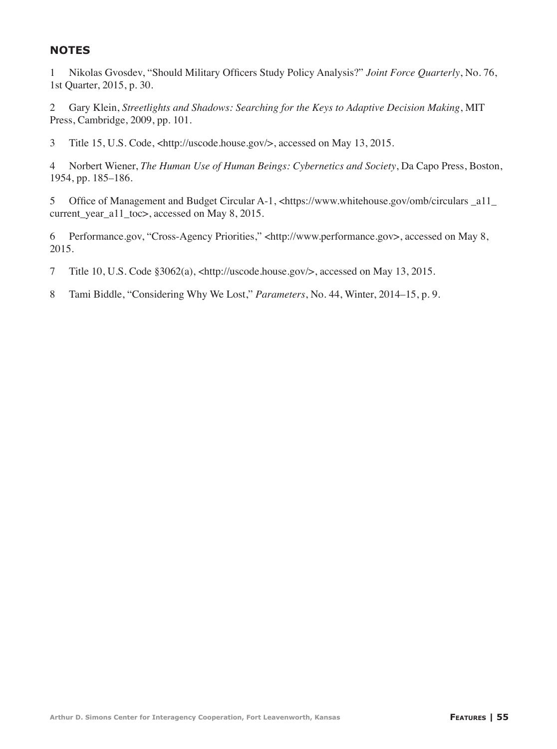## NOTES

1 Nikolas Gvosdev, "Should Military Officers Study Policy Analysis?" *Joint Force Quarterly*, No. 76, 1st Quarter, 2015, p. 30.

2 Gary Klein, *Streetlights and Shadows: Searching for the Keys to Adaptive Decision Making*, MIT Press, Cambridge, 2009, pp. 101.

3 Title 15, U.S. Code, <http://uscode.house.gov/>, accessed on May 13, 2015.

4 Norbert Wiener, *The Human Use of Human Beings: Cybernetics and Society*, Da Capo Press, Boston, 1954, pp. 185–186.

5 Office of Management and Budget Circular A-1, <https://www.whitehouse.gov/omb/circulars _a11_ current_year_a11_toc>, accessed on May 8, 2015.

6 Performance.gov, "Cross-Agency Priorities," <http://www.performance.gov>, accessed on May 8, 2015.

7 Title 10, U.S. Code §3062(a), <http://uscode.house.gov/>, accessed on May 13, 2015.

8 Tami Biddle, "Considering Why We Lost," *Parameters*, No. 44, Winter, 2014–15, p. 9.